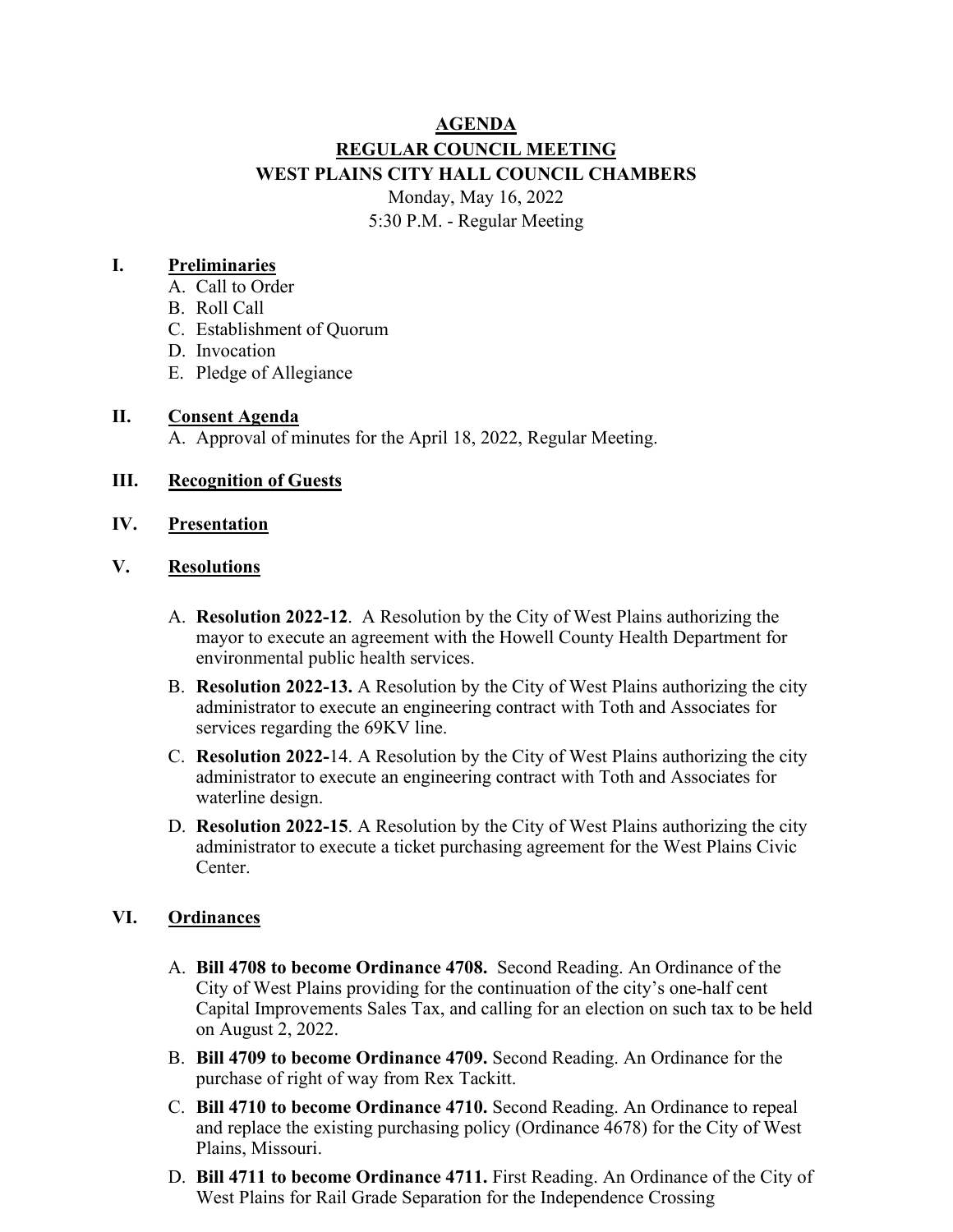# AGENDA

## REGULAR COUNCIL MEETING

## WEST PLAINS CITY HALL COUNCIL CHAMBERS

Monday, May 16, 2022

5:30 P.M. - Regular Meeting

## I. Preliminaries

A. Call to Order
B. Roll Call
C. Establishment of Quorum
D. Invocation
E. Pledge of Allegiance

## II. Consent Agenda

A. Approval of minutes for the April 18, 2022, Regular Meeting.

## III. Recognition of Guests

## IV. Presentation

## V. Resolutions

A. **Resolution 2022-12**. A Resolution by the City of West Plains authorizing the mayor to execute an agreement with the Howell County Health Department for environmental public health services.

B. **Resolution 2022-13.** A Resolution by the City of West Plains authorizing the city administrator to execute an engineering contract with Toth and Associates for services regarding the 69KV line.

C. **Resolution 2022-**14. A Resolution by the City of West Plains authorizing the city administrator to execute an engineering contract with Toth and Associates for waterline design.

D. **Resolution 2022-15**. A Resolution by the City of West Plains authorizing the city administrator to execute a ticket purchasing agreement for the West Plains Civic Center.

## VI. Ordinances

A. **Bill 4708 to become Ordinance 4708.** Second Reading. An Ordinance of the City of West Plains providing for the continuation of the city's one-half cent Capital Improvements Sales Tax, and calling for an election on such tax to be held on August 2, 2022.

B. **Bill 4709 to become Ordinance 4709.** Second Reading. An Ordinance for the purchase of right of way from Rex Tackitt.

C. **Bill 4710 to become Ordinance 4710.** Second Reading. An Ordinance to repeal and replace the existing purchasing policy (Ordinance 4678) for the City of West Plains, Missouri.

D. **Bill 4711 to become Ordinance 4711.** First Reading. An Ordinance of the City of West Plains for Rail Grade Separation for the Independence Crossing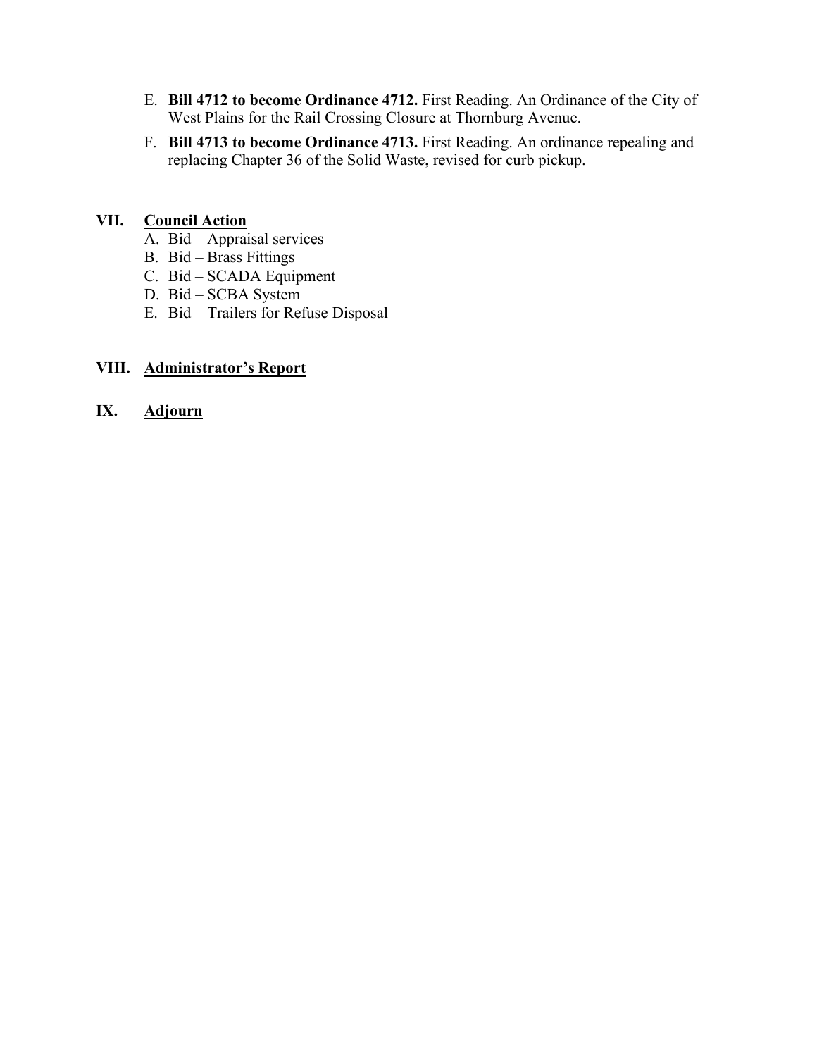E. **Bill 4712 to become Ordinance 4712.** First Reading. An Ordinance of the City of West Plains for the Rail Crossing Closure at Thornburg Avenue.

F. **Bill 4713 to become Ordinance 4713.** First Reading. An ordinance repealing and replacing Chapter 36 of the Solid Waste, revised for curb pickup.

## VII. Council Action

A. Bid – Appraisal services
B. Bid – Brass Fittings
C. Bid – SCADA Equipment
D. Bid – SCBA System
E. Bid – Trailers for Refuse Disposal

## VIII. Administrator's Report

## IX. Adjourn